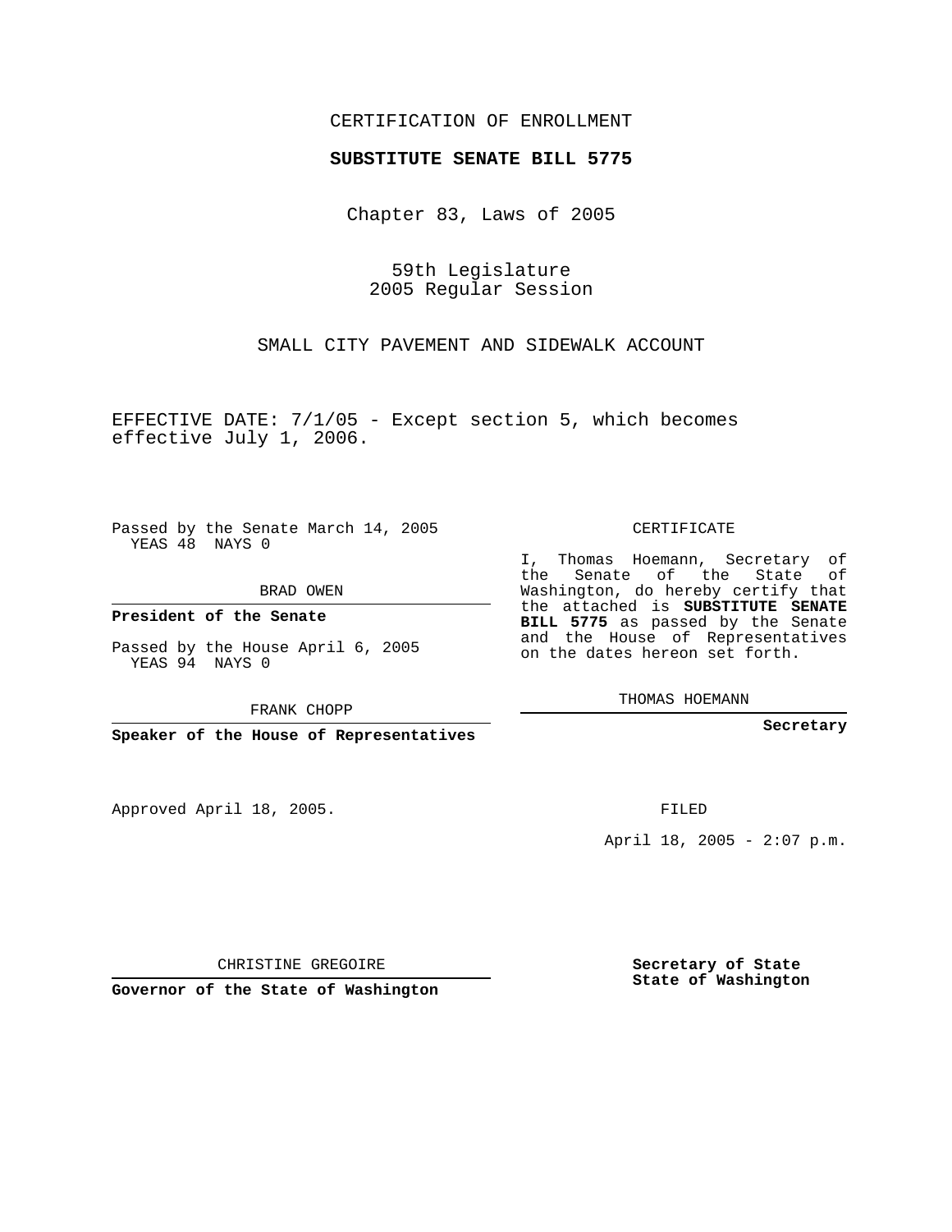CERTIFICATION OF ENROLLMENT

**SUBSTITUTE SENATE BILL 5775**

Chapter 83, Laws of 2005

59th Legislature
2005 Regular Session

SMALL CITY PAVEMENT AND SIDEWALK ACCOUNT

EFFECTIVE DATE: 7/1/05 - Except section 5, which becomes effective July 1, 2006.

Passed by the Senate March 14, 2005
YEAS 48 NAYS 0

BRAD OWEN

**President of the Senate**

Passed by the House April 6, 2005
YEAS 94 NAYS 0

FRANK CHOPP

**Speaker of the House of Representatives**

CERTIFICATE

I, Thomas Hoemann, Secretary of the Senate of the State of Washington, do hereby certify that the attached is **SUBSTITUTE SENATE BILL 5775** as passed by the Senate and the House of Representatives on the dates hereon set forth.

THOMAS HOEMANN

**Secretary**

Approved April 18, 2005.

FILED

April 18, 2005 - 2:07 p.m.

CHRISTINE GREGOIRE

**Governor of the State of Washington**

**Secretary of State**
**State of Washington**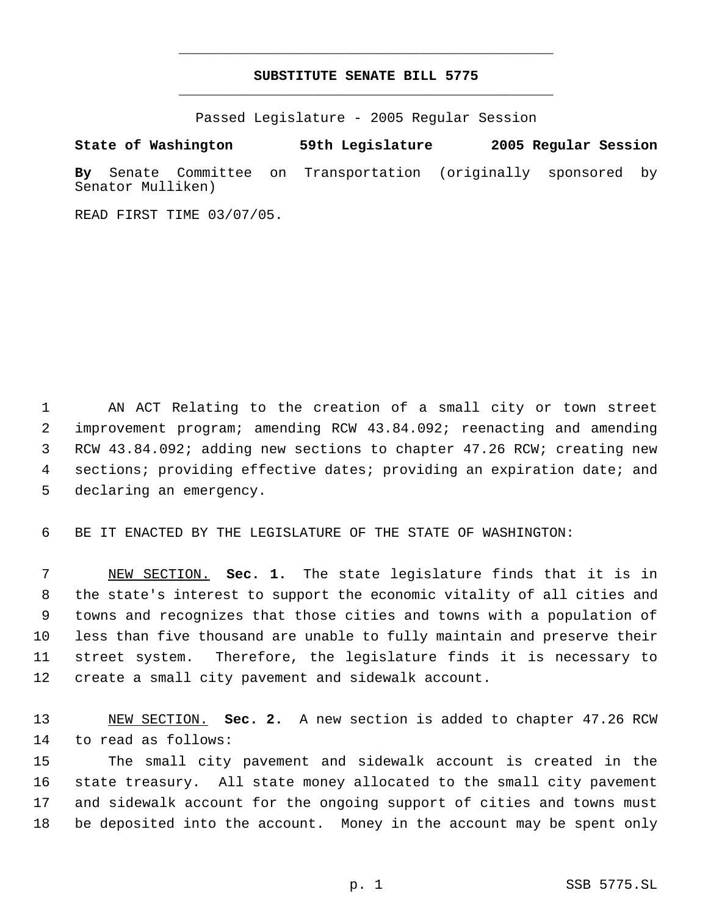# SUBSTITUTE SENATE BILL 5775

Passed Legislature - 2005 Regular Session

**State of Washington 59th Legislature 2005 Regular Session**

**By** Senate Committee on Transportation (originally sponsored by Senator Mulliken)

READ FIRST TIME 03/07/05.

AN ACT Relating to the creation of a small city or town street improvement program; amending RCW 43.84.092; reenacting and amending RCW 43.84.092; adding new sections to chapter 47.26 RCW; creating new sections; providing effective dates; providing an expiration date; and declaring an emergency.

BE IT ENACTED BY THE LEGISLATURE OF THE STATE OF WASHINGTON:

NEW SECTION. **Sec. 1.** The state legislature finds that it is in the state's interest to support the economic vitality of all cities and towns and recognizes that those cities and towns with a population of less than five thousand are unable to fully maintain and preserve their street system. Therefore, the legislature finds it is necessary to create a small city pavement and sidewalk account.

NEW SECTION. **Sec. 2.** A new section is added to chapter 47.26 RCW to read as follows:

The small city pavement and sidewalk account is created in the state treasury. All state money allocated to the small city pavement and sidewalk account for the ongoing support of cities and towns must be deposited into the account. Money in the account may be spent only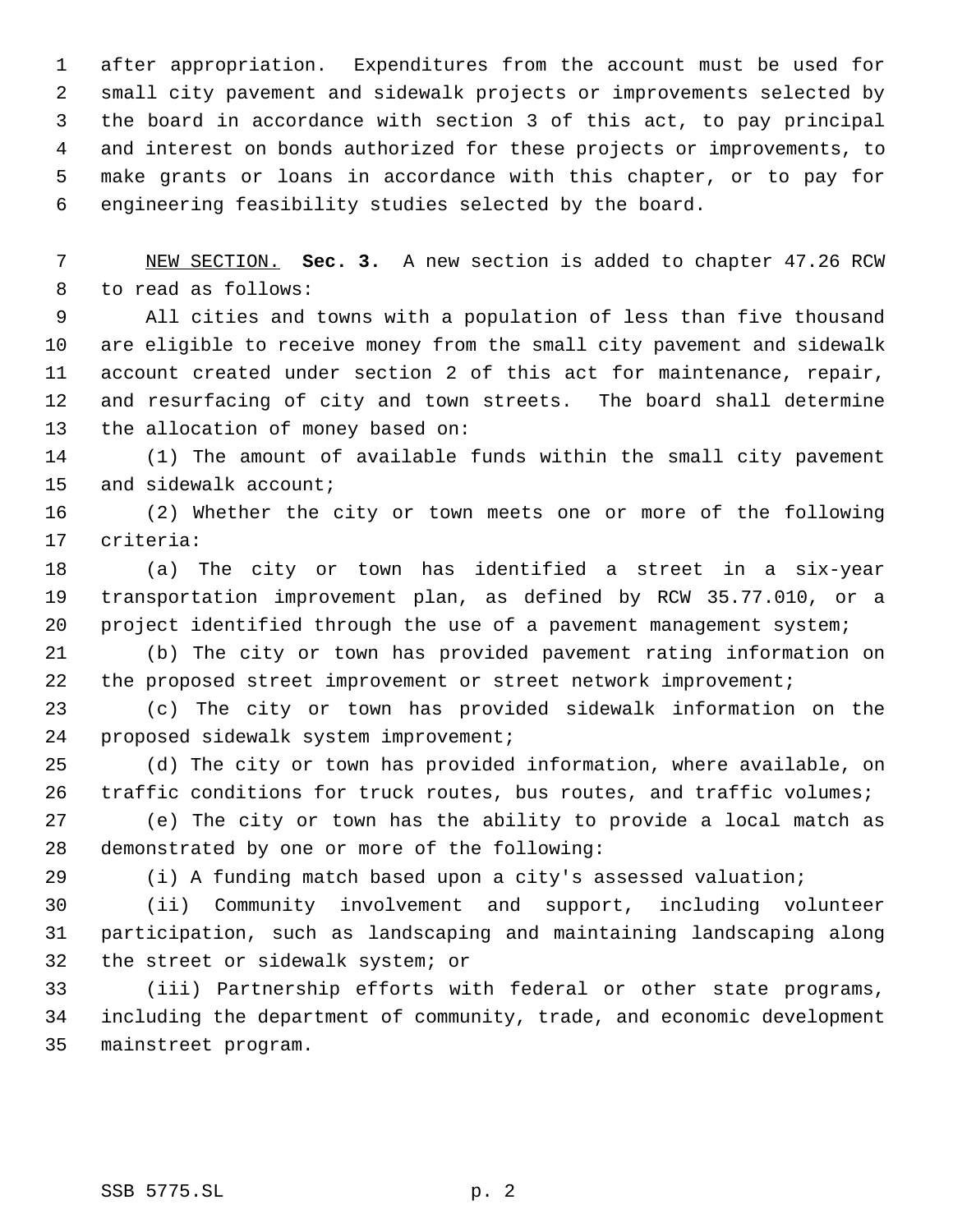after appropriation. Expenditures from the account must be used for small city pavement and sidewalk projects or improvements selected by the board in accordance with section 3 of this act, to pay principal and interest on bonds authorized for these projects or improvements, to make grants or loans in accordance with this chapter, or to pay for engineering feasibility studies selected by the board.

NEW SECTION. **Sec. 3.** A new section is added to chapter 47.26 RCW to read as follows:

All cities and towns with a population of less than five thousand are eligible to receive money from the small city pavement and sidewalk account created under section 2 of this act for maintenance, repair, and resurfacing of city and town streets. The board shall determine the allocation of money based on:

(1) The amount of available funds within the small city pavement and sidewalk account;

(2) Whether the city or town meets one or more of the following criteria:

(a) The city or town has identified a street in a six-year transportation improvement plan, as defined by RCW 35.77.010, or a project identified through the use of a pavement management system;

(b) The city or town has provided pavement rating information on the proposed street improvement or street network improvement;

(c) The city or town has provided sidewalk information on the proposed sidewalk system improvement;

(d) The city or town has provided information, where available, on traffic conditions for truck routes, bus routes, and traffic volumes;

(e) The city or town has the ability to provide a local match as demonstrated by one or more of the following:

(i) A funding match based upon a city's assessed valuation;

(ii) Community involvement and support, including volunteer participation, such as landscaping and maintaining landscaping along the street or sidewalk system; or

(iii) Partnership efforts with federal or other state programs, including the department of community, trade, and economic development mainstreet program.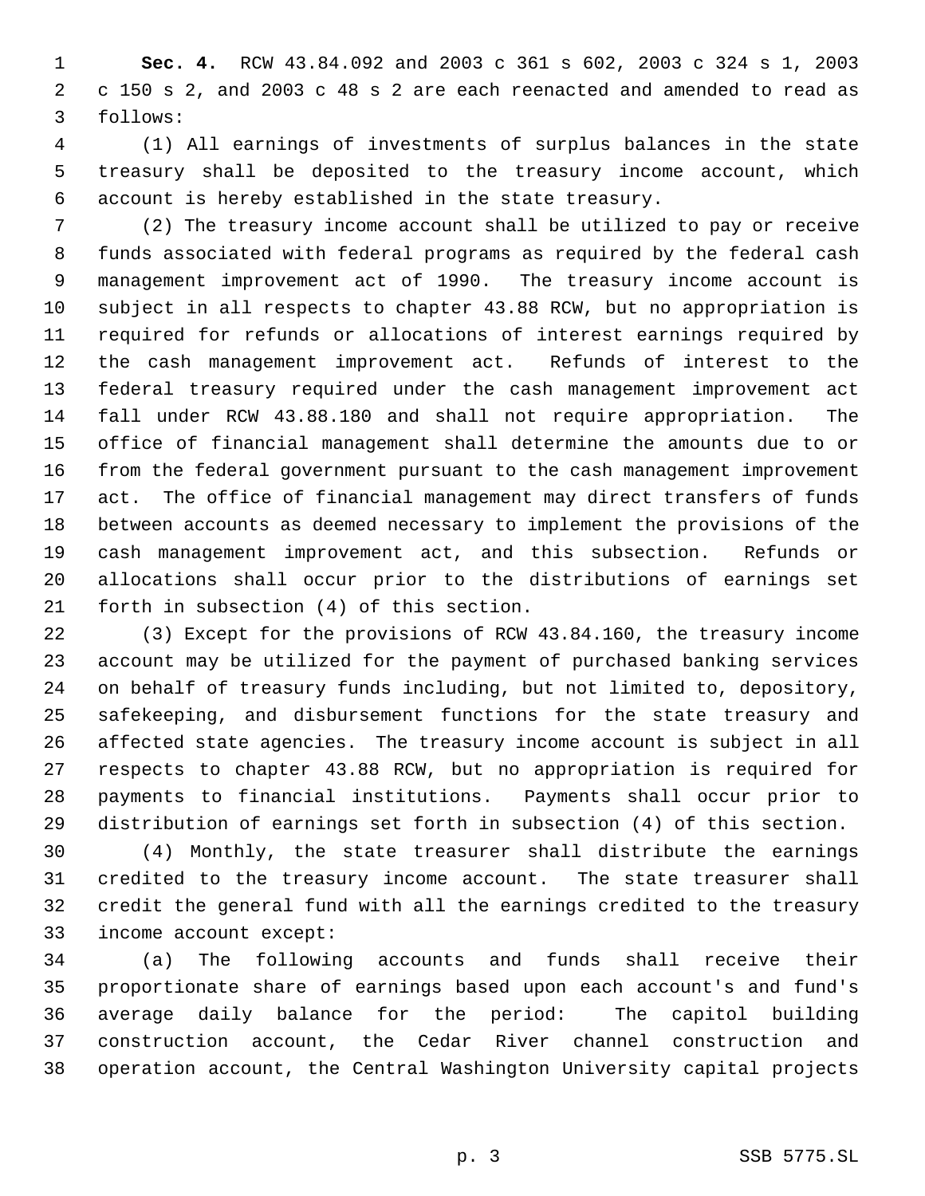**Sec. 4.** RCW 43.84.092 and 2003 c 361 s 602, 2003 c 324 s 1, 2003 c 150 s 2, and 2003 c 48 s 2 are each reenacted and amended to read as follows:

(1) All earnings of investments of surplus balances in the state treasury shall be deposited to the treasury income account, which account is hereby established in the state treasury.

(2) The treasury income account shall be utilized to pay or receive funds associated with federal programs as required by the federal cash management improvement act of 1990. The treasury income account is subject in all respects to chapter 43.88 RCW, but no appropriation is required for refunds or allocations of interest earnings required by the cash management improvement act. Refunds of interest to the federal treasury required under the cash management improvement act fall under RCW 43.88.180 and shall not require appropriation. The office of financial management shall determine the amounts due to or from the federal government pursuant to the cash management improvement act. The office of financial management may direct transfers of funds between accounts as deemed necessary to implement the provisions of the cash management improvement act, and this subsection. Refunds or allocations shall occur prior to the distributions of earnings set forth in subsection (4) of this section.

(3) Except for the provisions of RCW 43.84.160, the treasury income account may be utilized for the payment of purchased banking services on behalf of treasury funds including, but not limited to, depository, safekeeping, and disbursement functions for the state treasury and affected state agencies. The treasury income account is subject in all respects to chapter 43.88 RCW, but no appropriation is required for payments to financial institutions. Payments shall occur prior to distribution of earnings set forth in subsection (4) of this section.

(4) Monthly, the state treasurer shall distribute the earnings credited to the treasury income account. The state treasurer shall credit the general fund with all the earnings credited to the treasury income account except:

(a) The following accounts and funds shall receive their proportionate share of earnings based upon each account's and fund's average daily balance for the period: The capitol building construction account, the Cedar River channel construction and operation account, the Central Washington University capital projects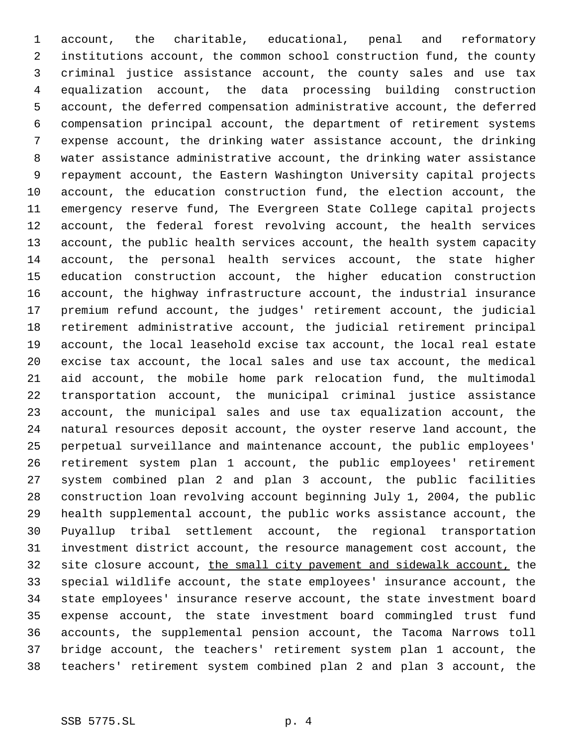account, the charitable, educational, penal and reformatory institutions account, the common school construction fund, the county criminal justice assistance account, the county sales and use tax equalization account, the data processing building construction account, the deferred compensation administrative account, the deferred compensation principal account, the department of retirement systems expense account, the drinking water assistance account, the drinking water assistance administrative account, the drinking water assistance repayment account, the Eastern Washington University capital projects account, the education construction fund, the election account, the emergency reserve fund, The Evergreen State College capital projects account, the federal forest revolving account, the health services account, the public health services account, the health system capacity account, the personal health services account, the state higher education construction account, the higher education construction account, the highway infrastructure account, the industrial insurance premium refund account, the judges' retirement account, the judicial retirement administrative account, the judicial retirement principal account, the local leasehold excise tax account, the local real estate excise tax account, the local sales and use tax account, the medical aid account, the mobile home park relocation fund, the multimodal transportation account, the municipal criminal justice assistance account, the municipal sales and use tax equalization account, the natural resources deposit account, the oyster reserve land account, the perpetual surveillance and maintenance account, the public employees' retirement system plan 1 account, the public employees' retirement system combined plan 2 and plan 3 account, the public facilities construction loan revolving account beginning July 1, 2004, the public health supplemental account, the public works assistance account, the Puyallup tribal settlement account, the regional transportation investment district account, the resource management cost account, the site closure account, <u>the small city pavement and sidewalk account,</u> the special wildlife account, the state employees' insurance account, the state employees' insurance reserve account, the state investment board expense account, the state investment board commingled trust fund accounts, the supplemental pension account, the Tacoma Narrows toll bridge account, the teachers' retirement system plan 1 account, the teachers' retirement system combined plan 2 and plan 3 account, the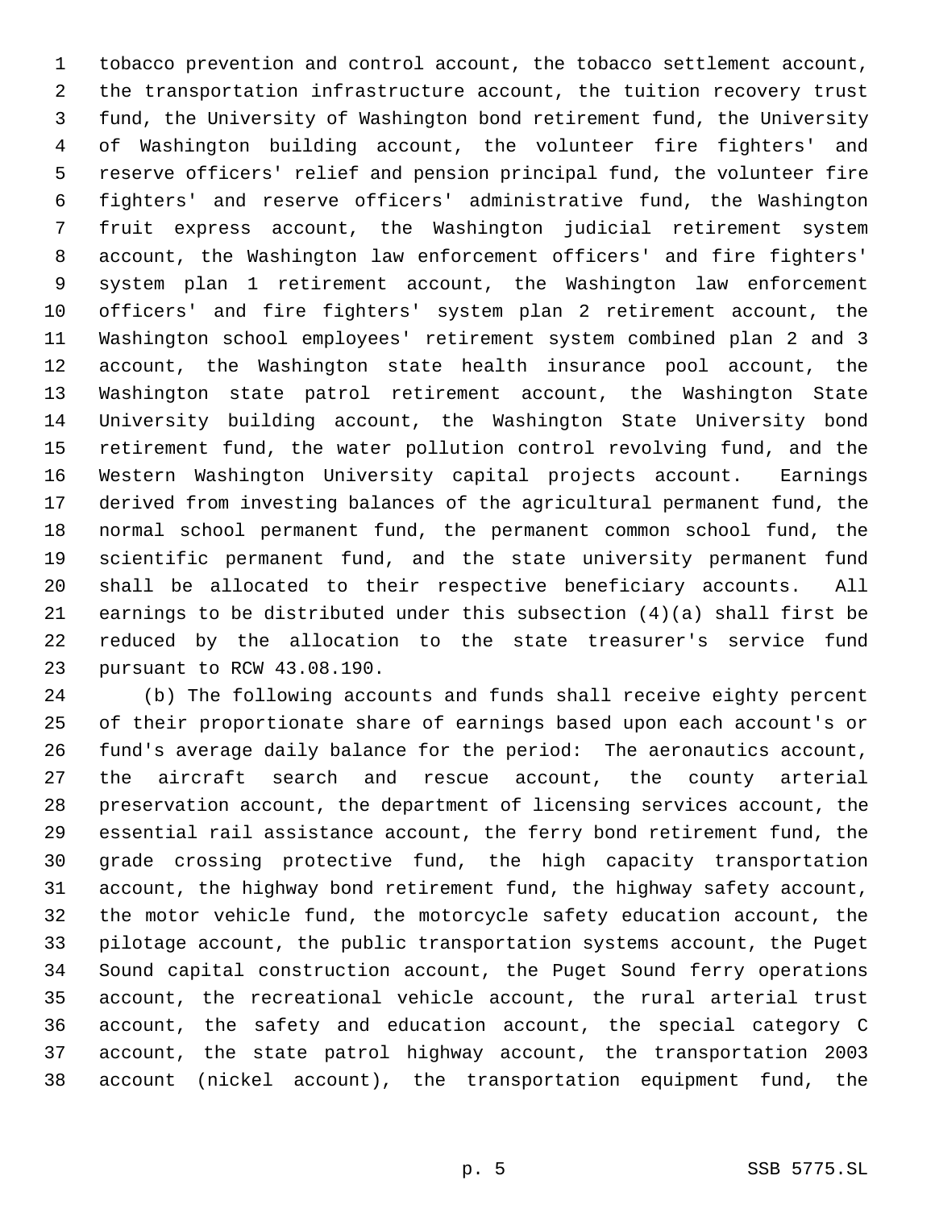tobacco prevention and control account, the tobacco settlement account, the transportation infrastructure account, the tuition recovery trust fund, the University of Washington bond retirement fund, the University of Washington building account, the volunteer fire fighters' and reserve officers' relief and pension principal fund, the volunteer fire fighters' and reserve officers' administrative fund, the Washington fruit express account, the Washington judicial retirement system account, the Washington law enforcement officers' and fire fighters' system plan 1 retirement account, the Washington law enforcement officers' and fire fighters' system plan 2 retirement account, the Washington school employees' retirement system combined plan 2 and 3 account, the Washington state health insurance pool account, the Washington state patrol retirement account, the Washington State University building account, the Washington State University bond retirement fund, the water pollution control revolving fund, and the Western Washington University capital projects account. Earnings derived from investing balances of the agricultural permanent fund, the normal school permanent fund, the permanent common school fund, the scientific permanent fund, and the state university permanent fund shall be allocated to their respective beneficiary accounts. All earnings to be distributed under this subsection (4)(a) shall first be reduced by the allocation to the state treasurer's service fund pursuant to RCW 43.08.190.

(b) The following accounts and funds shall receive eighty percent of their proportionate share of earnings based upon each account's or fund's average daily balance for the period: The aeronautics account, the aircraft search and rescue account, the county arterial preservation account, the department of licensing services account, the essential rail assistance account, the ferry bond retirement fund, the grade crossing protective fund, the high capacity transportation account, the highway bond retirement fund, the highway safety account, the motor vehicle fund, the motorcycle safety education account, the pilotage account, the public transportation systems account, the Puget Sound capital construction account, the Puget Sound ferry operations account, the recreational vehicle account, the rural arterial trust account, the safety and education account, the special category C account, the state patrol highway account, the transportation 2003 account (nickel account), the transportation equipment fund, the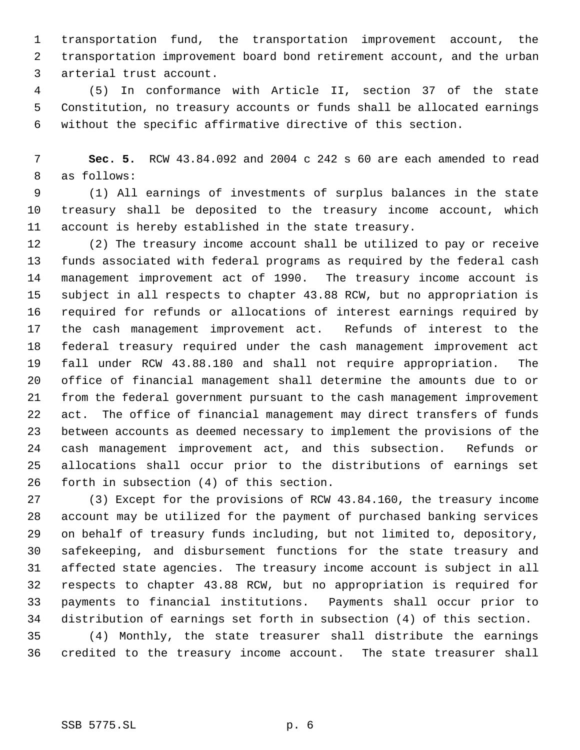transportation fund, the transportation improvement account, the transportation improvement board bond retirement account, and the urban arterial trust account.

(5) In conformance with Article II, section 37 of the state Constitution, no treasury accounts or funds shall be allocated earnings without the specific affirmative directive of this section.

**Sec. 5.** RCW 43.84.092 and 2004 c 242 s 60 are each amended to read as follows:

(1) All earnings of investments of surplus balances in the state treasury shall be deposited to the treasury income account, which account is hereby established in the state treasury.

(2) The treasury income account shall be utilized to pay or receive funds associated with federal programs as required by the federal cash management improvement act of 1990. The treasury income account is subject in all respects to chapter 43.88 RCW, but no appropriation is required for refunds or allocations of interest earnings required by the cash management improvement act. Refunds of interest to the federal treasury required under the cash management improvement act fall under RCW 43.88.180 and shall not require appropriation. The office of financial management shall determine the amounts due to or from the federal government pursuant to the cash management improvement act. The office of financial management may direct transfers of funds between accounts as deemed necessary to implement the provisions of the cash management improvement act, and this subsection. Refunds or allocations shall occur prior to the distributions of earnings set forth in subsection (4) of this section.

(3) Except for the provisions of RCW 43.84.160, the treasury income account may be utilized for the payment of purchased banking services on behalf of treasury funds including, but not limited to, depository, safekeeping, and disbursement functions for the state treasury and affected state agencies. The treasury income account is subject in all respects to chapter 43.88 RCW, but no appropriation is required for payments to financial institutions. Payments shall occur prior to distribution of earnings set forth in subsection (4) of this section.

(4) Monthly, the state treasurer shall distribute the earnings credited to the treasury income account. The state treasurer shall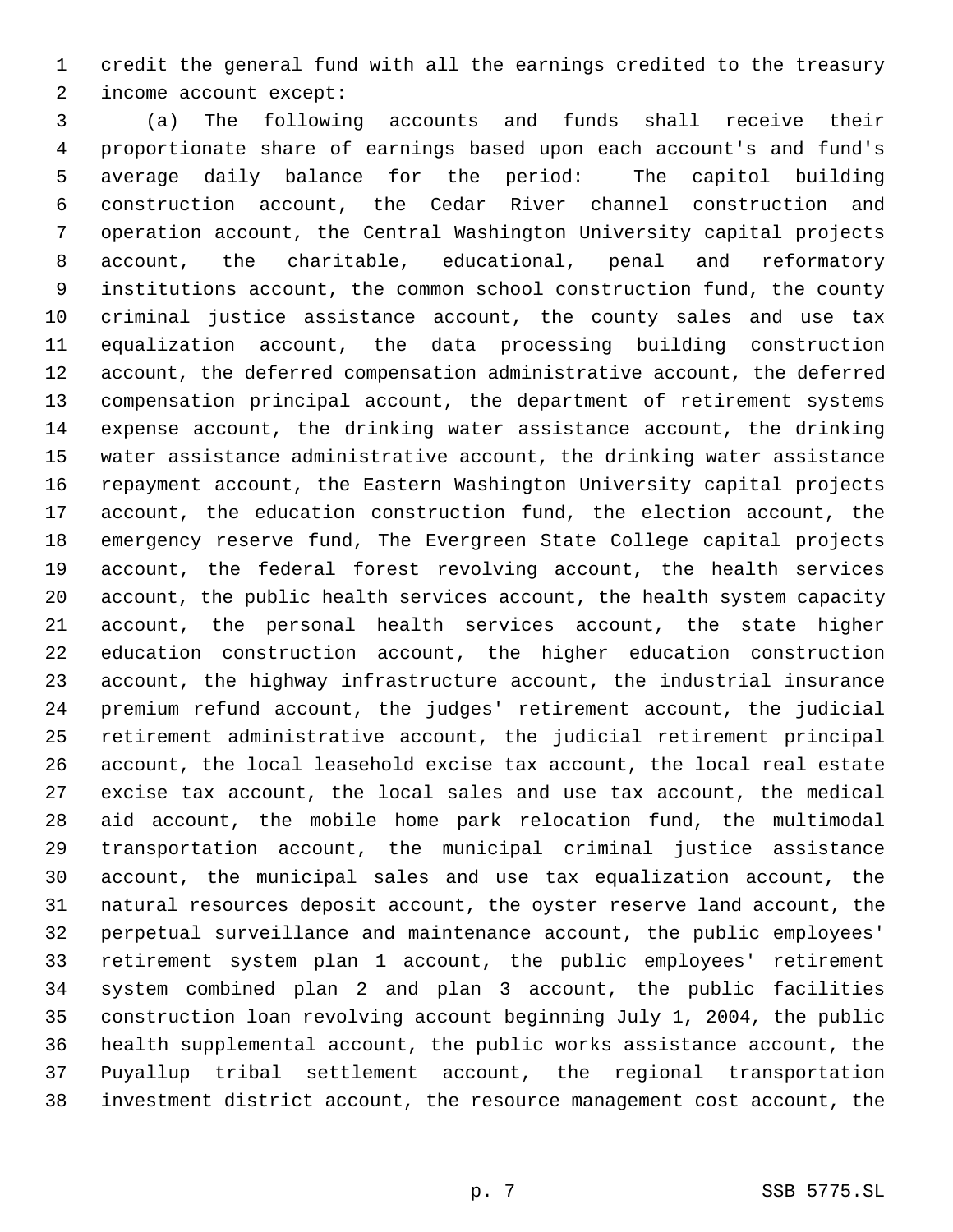credit the general fund with all the earnings credited to the treasury income account except:

(a) The following accounts and funds shall receive their proportionate share of earnings based upon each account's and fund's average daily balance for the period: The capitol building construction account, the Cedar River channel construction and operation account, the Central Washington University capital projects account, the charitable, educational, penal and reformatory institutions account, the common school construction fund, the county criminal justice assistance account, the county sales and use tax equalization account, the data processing building construction account, the deferred compensation administrative account, the deferred compensation principal account, the department of retirement systems expense account, the drinking water assistance account, the drinking water assistance administrative account, the drinking water assistance repayment account, the Eastern Washington University capital projects account, the education construction fund, the election account, the emergency reserve fund, The Evergreen State College capital projects account, the federal forest revolving account, the health services account, the public health services account, the health system capacity account, the personal health services account, the state higher education construction account, the higher education construction account, the highway infrastructure account, the industrial insurance premium refund account, the judges' retirement account, the judicial retirement administrative account, the judicial retirement principal account, the local leasehold excise tax account, the local real estate excise tax account, the local sales and use tax account, the medical aid account, the mobile home park relocation fund, the multimodal transportation account, the municipal criminal justice assistance account, the municipal sales and use tax equalization account, the natural resources deposit account, the oyster reserve land account, the perpetual surveillance and maintenance account, the public employees' retirement system plan 1 account, the public employees' retirement system combined plan 2 and plan 3 account, the public facilities construction loan revolving account beginning July 1, 2004, the public health supplemental account, the public works assistance account, the Puyallup tribal settlement account, the regional transportation investment district account, the resource management cost account, the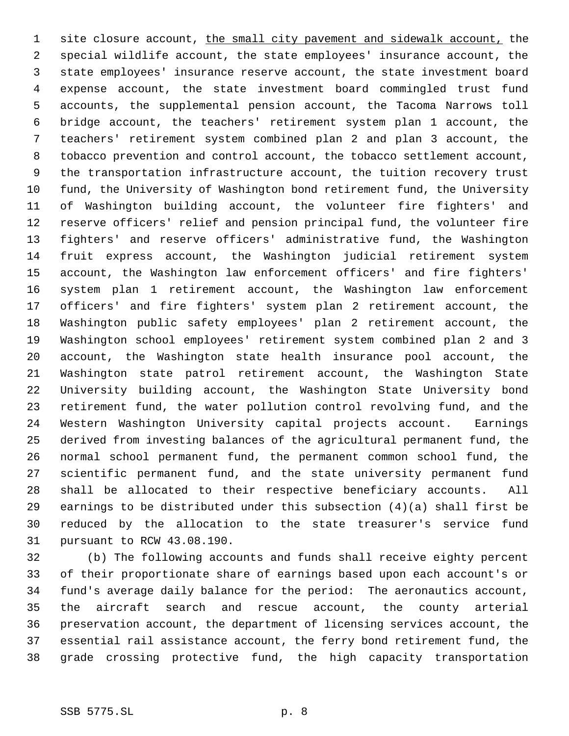site closure account, <u>the small city pavement and sidewalk account,</u> the special wildlife account, the state employees' insurance account, the state employees' insurance reserve account, the state investment board expense account, the state investment board commingled trust fund accounts, the supplemental pension account, the Tacoma Narrows toll bridge account, the teachers' retirement system plan 1 account, the teachers' retirement system combined plan 2 and plan 3 account, the tobacco prevention and control account, the tobacco settlement account, the transportation infrastructure account, the tuition recovery trust fund, the University of Washington bond retirement fund, the University of Washington building account, the volunteer fire fighters' and reserve officers' relief and pension principal fund, the volunteer fire fighters' and reserve officers' administrative fund, the Washington fruit express account, the Washington judicial retirement system account, the Washington law enforcement officers' and fire fighters' system plan 1 retirement account, the Washington law enforcement officers' and fire fighters' system plan 2 retirement account, the Washington public safety employees' plan 2 retirement account, the Washington school employees' retirement system combined plan 2 and 3 account, the Washington state health insurance pool account, the Washington state patrol retirement account, the Washington State University building account, the Washington State University bond retirement fund, the water pollution control revolving fund, and the Western Washington University capital projects account. Earnings derived from investing balances of the agricultural permanent fund, the normal school permanent fund, the permanent common school fund, the scientific permanent fund, and the state university permanent fund shall be allocated to their respective beneficiary accounts. All earnings to be distributed under this subsection (4)(a) shall first be reduced by the allocation to the state treasurer's service fund pursuant to RCW 43.08.190.

(b) The following accounts and funds shall receive eighty percent of their proportionate share of earnings based upon each account's or fund's average daily balance for the period: The aeronautics account, the aircraft search and rescue account, the county arterial preservation account, the department of licensing services account, the essential rail assistance account, the ferry bond retirement fund, the grade crossing protective fund, the high capacity transportation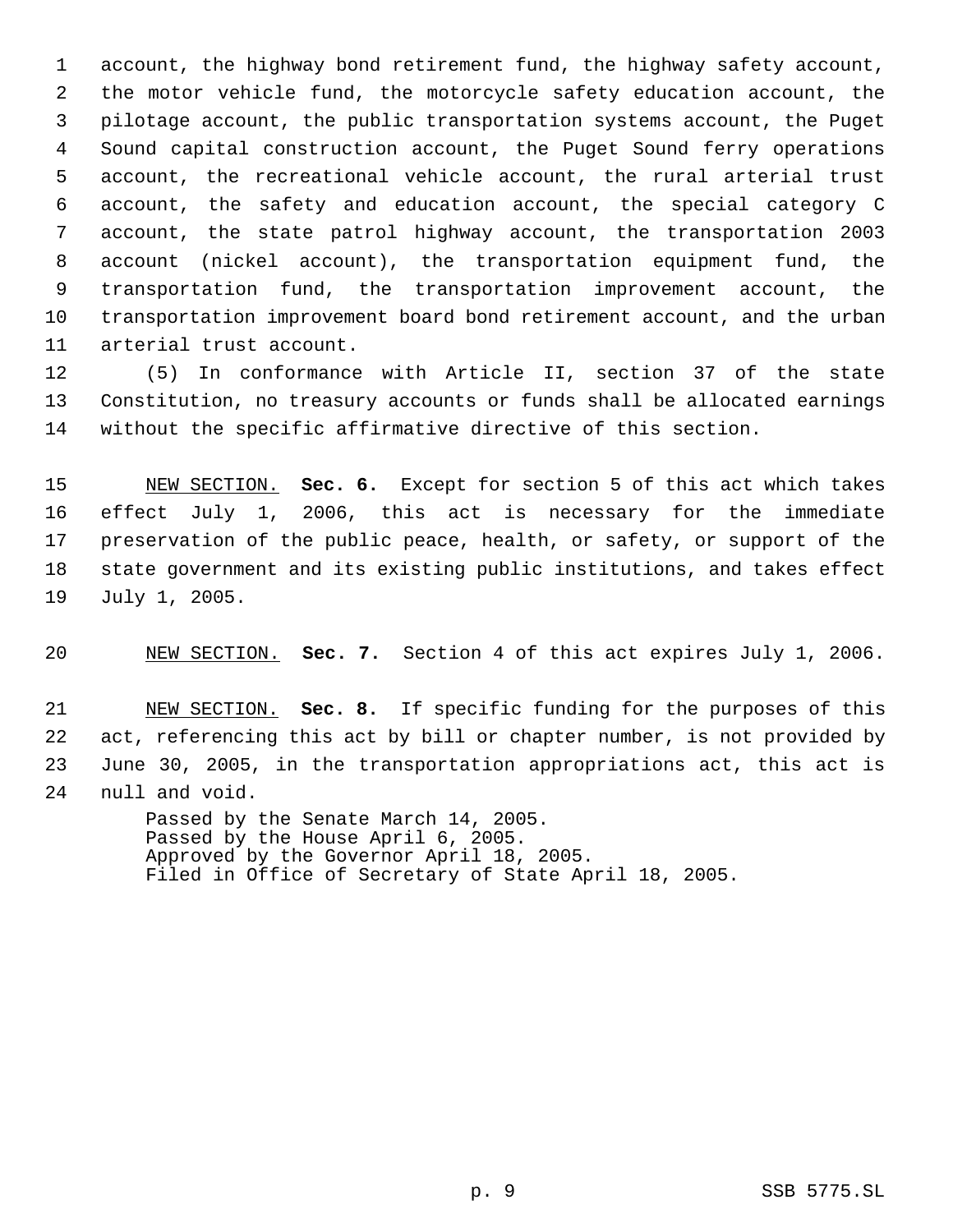account, the highway bond retirement fund, the highway safety account, the motor vehicle fund, the motorcycle safety education account, the pilotage account, the public transportation systems account, the Puget Sound capital construction account, the Puget Sound ferry operations account, the recreational vehicle account, the rural arterial trust account, the safety and education account, the special category C account, the state patrol highway account, the transportation 2003 account (nickel account), the transportation equipment fund, the transportation fund, the transportation improvement account, the transportation improvement board bond retirement account, and the urban arterial trust account.

(5) In conformance with Article II, section 37 of the state Constitution, no treasury accounts or funds shall be allocated earnings without the specific affirmative directive of this section.

NEW SECTION. **Sec. 6.** Except for section 5 of this act which takes effect July 1, 2006, this act is necessary for the immediate preservation of the public peace, health, or safety, or support of the state government and its existing public institutions, and takes effect July 1, 2005.

NEW SECTION. **Sec. 7.** Section 4 of this act expires July 1, 2006.

NEW SECTION. **Sec. 8.** If specific funding for the purposes of this act, referencing this act by bill or chapter number, is not provided by June 30, 2005, in the transportation appropriations act, this act is null and void.

Passed by the Senate March 14, 2005.
Passed by the House April 6, 2005.
Approved by the Governor April 18, 2005.
Filed in Office of Secretary of State April 18, 2005.